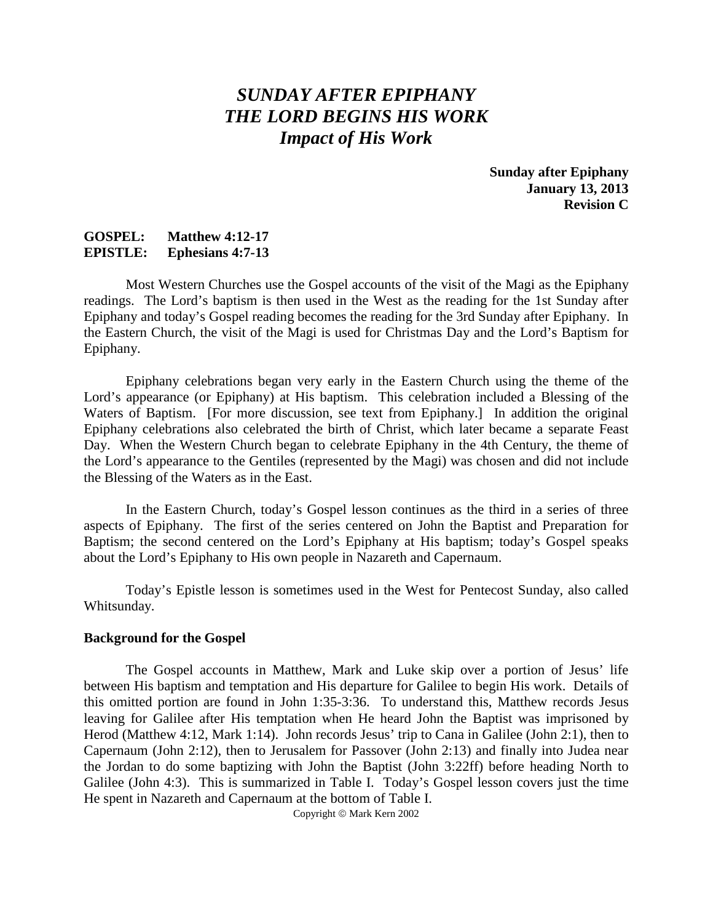# *SUNDAY AFTER EPIPHANY*
# *THE LORD BEGINS HIS WORK*
## *Impact of His Work*

**Sunday after Epiphany**
**January 13, 2013**
**Revision C**

**GOSPEL: Matthew 4:12-17**
**EPISTLE: Ephesians 4:7-13**

Most Western Churches use the Gospel accounts of the visit of the Magi as the Epiphany readings. The Lord's baptism is then used in the West as the reading for the 1st Sunday after Epiphany and today's Gospel reading becomes the reading for the 3rd Sunday after Epiphany. In the Eastern Church, the visit of the Magi is used for Christmas Day and the Lord's Baptism for Epiphany.

Epiphany celebrations began very early in the Eastern Church using the theme of the Lord's appearance (or Epiphany) at His baptism. This celebration included a Blessing of the Waters of Baptism. [For more discussion, see text from Epiphany.] In addition the original Epiphany celebrations also celebrated the birth of Christ, which later became a separate Feast Day. When the Western Church began to celebrate Epiphany in the 4th Century, the theme of the Lord's appearance to the Gentiles (represented by the Magi) was chosen and did not include the Blessing of the Waters as in the East.

In the Eastern Church, today's Gospel lesson continues as the third in a series of three aspects of Epiphany. The first of the series centered on John the Baptist and Preparation for Baptism; the second centered on the Lord's Epiphany at His baptism; today's Gospel speaks about the Lord's Epiphany to His own people in Nazareth and Capernaum.

Today's Epistle lesson is sometimes used in the West for Pentecost Sunday, also called Whitsunday.

**Background for the Gospel**

The Gospel accounts in Matthew, Mark and Luke skip over a portion of Jesus' life between His baptism and temptation and His departure for Galilee to begin His work. Details of this omitted portion are found in John 1:35-3:36. To understand this, Matthew records Jesus leaving for Galilee after His temptation when He heard John the Baptist was imprisoned by Herod (Matthew 4:12, Mark 1:14). John records Jesus' trip to Cana in Galilee (John 2:1), then to Capernaum (John 2:12), then to Jerusalem for Passover (John 2:13) and finally into Judea near the Jordan to do some baptizing with John the Baptist (John 3:22ff) before heading North to Galilee (John 4:3). This is summarized in Table I. Today's Gospel lesson covers just the time He spent in Nazareth and Capernaum at the bottom of Table I.

Copyright © Mark Kern 2002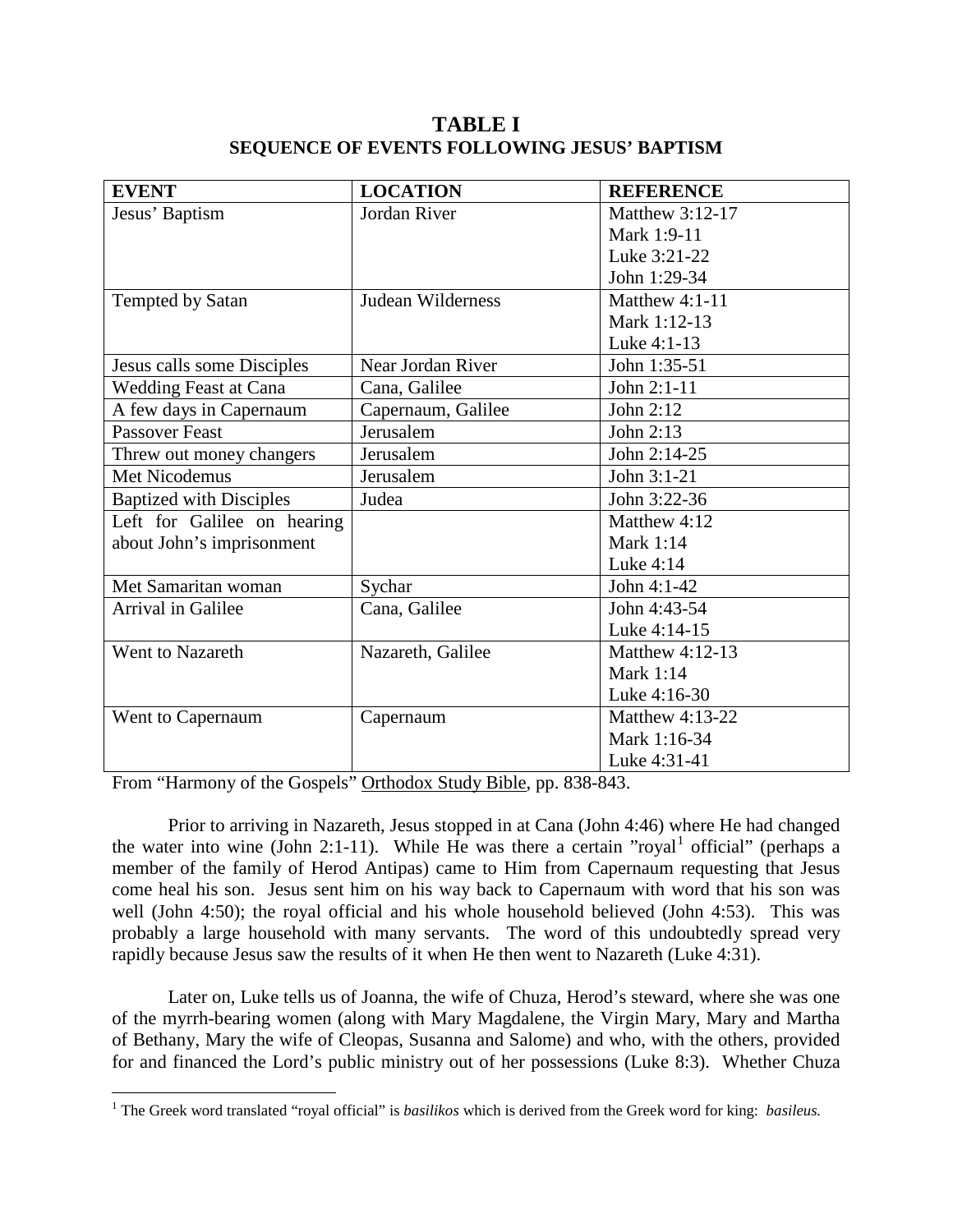## TABLE I
### SEQUENCE OF EVENTS FOLLOWING JESUS' BAPTISM

| EVENT | LOCATION | REFERENCE |
|---|---|---|
| Jesus' Baptism | Jordan River | Matthew 3:12-17<br>Mark 1:9-11<br>Luke 3:21-22<br>John 1:29-34 |
| Tempted by Satan | Judean Wilderness | Matthew 4:1-11<br>Mark 1:12-13<br>Luke 4:1-13 |
| Jesus calls some Disciples | Near Jordan River | John 1:35-51 |
| Wedding Feast at Cana | Cana, Galilee | John 2:1-11 |
| A few days in Capernaum | Capernaum, Galilee | John 2:12 |
| Passover Feast | Jerusalem | John 2:13 |
| Threw out money changers | Jerusalem | John 2:14-25 |
| Met Nicodemus | Jerusalem | John 3:1-21 |
| Baptized with Disciples | Judea | John 3:22-36 |
| Left for Galilee on hearing about John's imprisonment | | Matthew 4:12<br>Mark 1:14<br>Luke 4:14 |
| Met Samaritan woman | Sychar | John 4:1-42 |
| Arrival in Galilee | Cana, Galilee | John 4:43-54<br>Luke 4:14-15 |
| Went to Nazareth | Nazareth, Galilee | Matthew 4:12-13<br>Mark 1:14<br>Luke 4:16-30 |
| Went to Capernaum | Capernaum | Matthew 4:13-22<br>Mark 1:16-34<br>Luke 4:31-41 |

From "Harmony of the Gospels" Orthodox Study Bible, pp. 838-843.

Prior to arriving in Nazareth, Jesus stopped in at Cana (John 4:46) where He had changed the water into wine (John 2:1-11). While He was there a certain "royal[1] official" (perhaps a member of the family of Herod Antipas) came to Him from Capernaum requesting that Jesus come heal his son. Jesus sent him on his way back to Capernaum with word that his son was well (John 4:50); the royal official and his whole household believed (John 4:53). This was probably a large household with many servants. The word of this undoubtedly spread very rapidly because Jesus saw the results of it when He then went to Nazareth (Luke 4:31).

Later on, Luke tells us of Joanna, the wife of Chuza, Herod's steward, where she was one of the myrrh-bearing women (along with Mary Magdalene, the Virgin Mary, Mary and Martha of Bethany, Mary the wife of Cleopas, Susanna and Salome) and who, with the others, provided for and financed the Lord's public ministry out of her possessions (Luke 8:3). Whether Chuza

[1] The Greek word translated "royal official" is *basilikos* which is derived from the Greek word for king: *basileus.*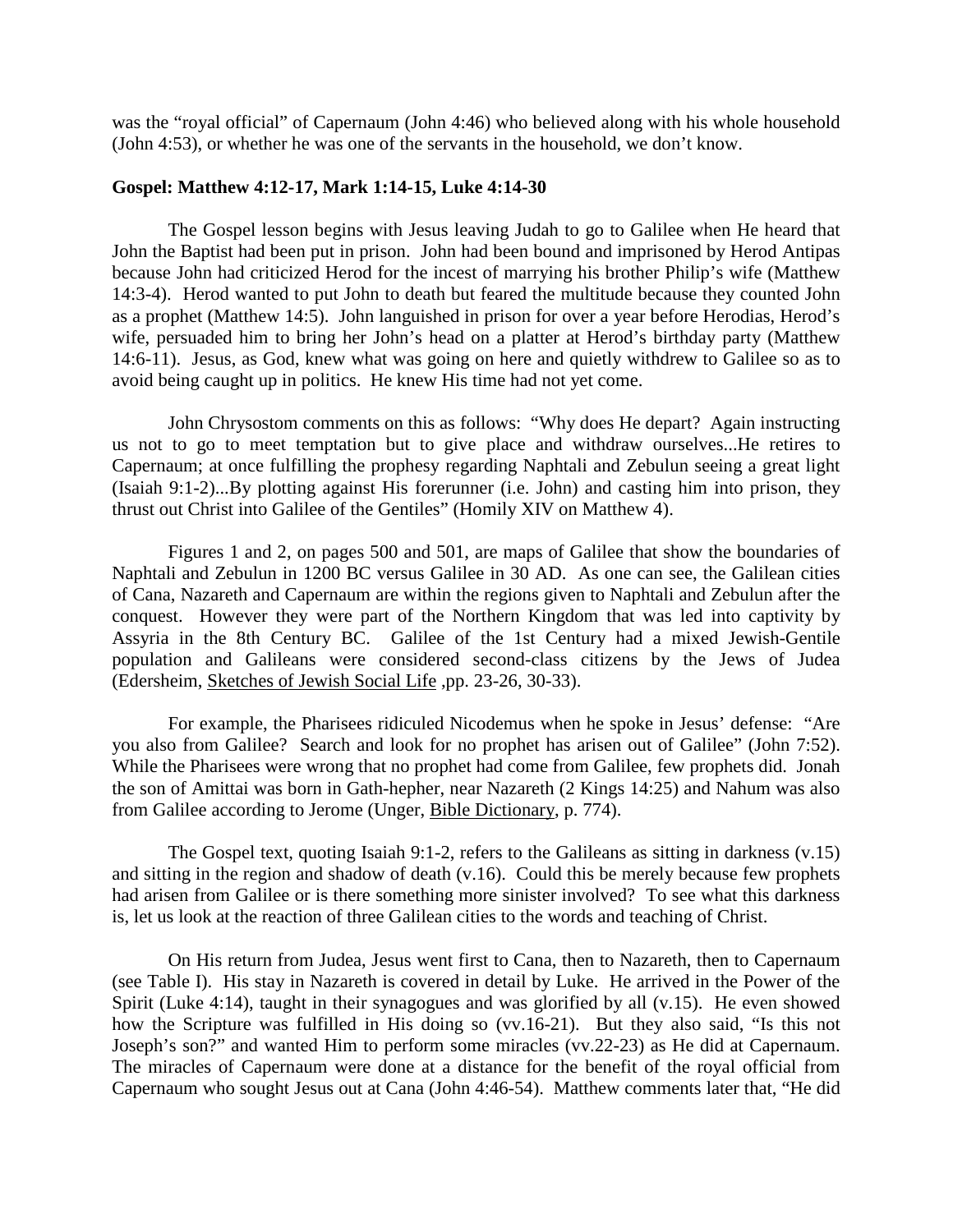was the "royal official" of Capernaum (John 4:46) who believed along with his whole household (John 4:53), or whether he was one of the servants in the household, we don't know.

**Gospel: Matthew 4:12-17, Mark 1:14-15, Luke 4:14-30**

The Gospel lesson begins with Jesus leaving Judah to go to Galilee when He heard that John the Baptist had been put in prison. John had been bound and imprisoned by Herod Antipas because John had criticized Herod for the incest of marrying his brother Philip's wife (Matthew 14:3-4). Herod wanted to put John to death but feared the multitude because they counted John as a prophet (Matthew 14:5). John languished in prison for over a year before Herodias, Herod's wife, persuaded him to bring her John's head on a platter at Herod's birthday party (Matthew 14:6-11). Jesus, as God, knew what was going on here and quietly withdrew to Galilee so as to avoid being caught up in politics. He knew His time had not yet come.

John Chrysostom comments on this as follows: "Why does He depart? Again instructing us not to go to meet temptation but to give place and withdraw ourselves...He retires to Capernaum; at once fulfilling the prophesy regarding Naphtali and Zebulun seeing a great light (Isaiah 9:1-2)...By plotting against His forerunner (i.e. John) and casting him into prison, they thrust out Christ into Galilee of the Gentiles" (Homily XIV on Matthew 4).

Figures 1 and 2, on pages 500 and 501, are maps of Galilee that show the boundaries of Naphtali and Zebulun in 1200 BC versus Galilee in 30 AD. As one can see, the Galilean cities of Cana, Nazareth and Capernaum are within the regions given to Naphtali and Zebulun after the conquest. However they were part of the Northern Kingdom that was led into captivity by Assyria in the 8th Century BC. Galilee of the 1st Century had a mixed Jewish-Gentile population and Galileans were considered second-class citizens by the Jews of Judea (Edersheim, Sketches of Jewish Social Life ,pp. 23-26, 30-33).

For example, the Pharisees ridiculed Nicodemus when he spoke in Jesus' defense: "Are you also from Galilee? Search and look for no prophet has arisen out of Galilee" (John 7:52). While the Pharisees were wrong that no prophet had come from Galilee, few prophets did. Jonah the son of Amittai was born in Gath-hepher, near Nazareth (2 Kings 14:25) and Nahum was also from Galilee according to Jerome (Unger, Bible Dictionary, p. 774).

The Gospel text, quoting Isaiah 9:1-2, refers to the Galileans as sitting in darkness (v.15) and sitting in the region and shadow of death (v.16). Could this be merely because few prophets had arisen from Galilee or is there something more sinister involved? To see what this darkness is, let us look at the reaction of three Galilean cities to the words and teaching of Christ.

On His return from Judea, Jesus went first to Cana, then to Nazareth, then to Capernaum (see Table I). His stay in Nazareth is covered in detail by Luke. He arrived in the Power of the Spirit (Luke 4:14), taught in their synagogues and was glorified by all (v.15). He even showed how the Scripture was fulfilled in His doing so (vv.16-21). But they also said, "Is this not Joseph's son?" and wanted Him to perform some miracles (vv.22-23) as He did at Capernaum. The miracles of Capernaum were done at a distance for the benefit of the royal official from Capernaum who sought Jesus out at Cana (John 4:46-54). Matthew comments later that, "He did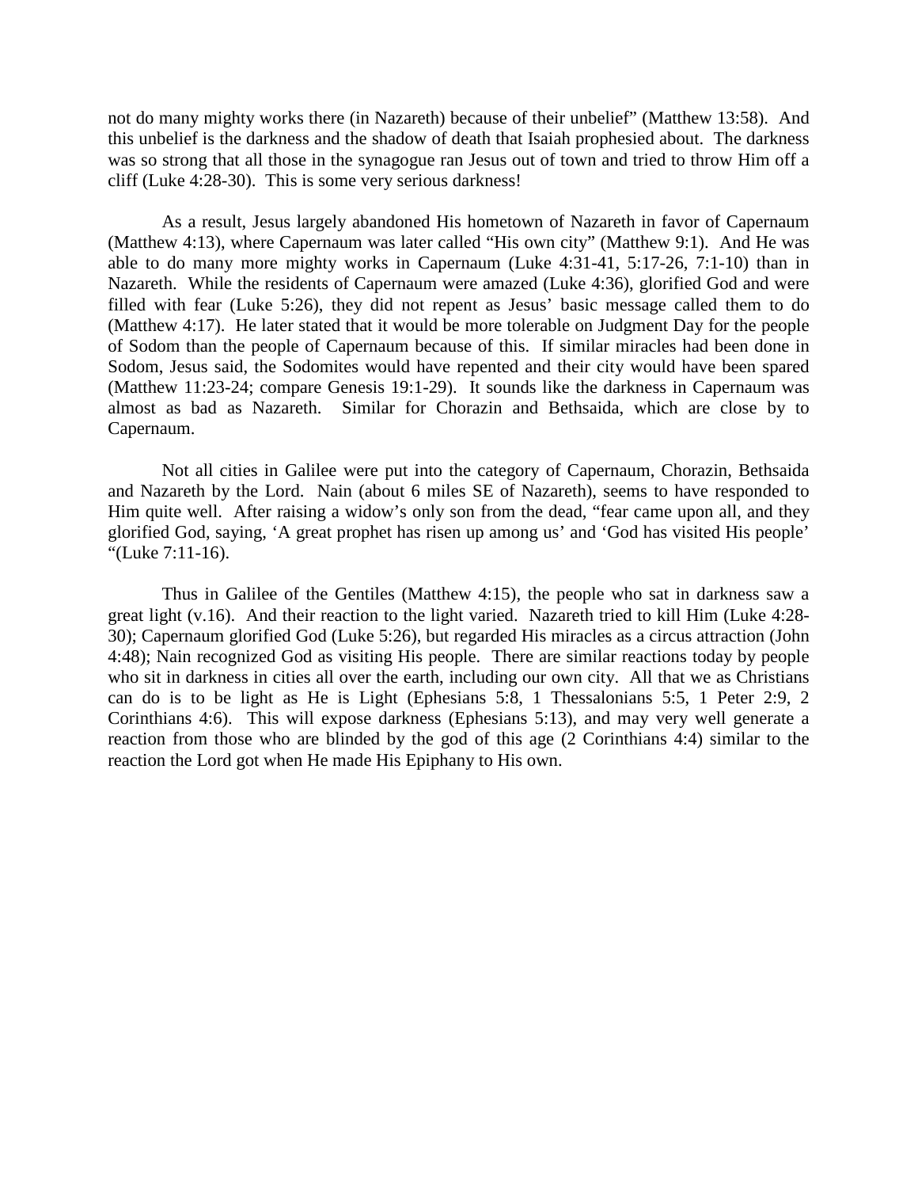not do many mighty works there (in Nazareth) because of their unbelief" (Matthew 13:58). And this unbelief is the darkness and the shadow of death that Isaiah prophesied about. The darkness was so strong that all those in the synagogue ran Jesus out of town and tried to throw Him off a cliff (Luke 4:28-30). This is some very serious darkness!

As a result, Jesus largely abandoned His hometown of Nazareth in favor of Capernaum (Matthew 4:13), where Capernaum was later called "His own city" (Matthew 9:1). And He was able to do many more mighty works in Capernaum (Luke 4:31-41, 5:17-26, 7:1-10) than in Nazareth. While the residents of Capernaum were amazed (Luke 4:36), glorified God and were filled with fear (Luke 5:26), they did not repent as Jesus' basic message called them to do (Matthew 4:17). He later stated that it would be more tolerable on Judgment Day for the people of Sodom than the people of Capernaum because of this. If similar miracles had been done in Sodom, Jesus said, the Sodomites would have repented and their city would have been spared (Matthew 11:23-24; compare Genesis 19:1-29). It sounds like the darkness in Capernaum was almost as bad as Nazareth. Similar for Chorazin and Bethsaida, which are close by to Capernaum.

Not all cities in Galilee were put into the category of Capernaum, Chorazin, Bethsaida and Nazareth by the Lord. Nain (about 6 miles SE of Nazareth), seems to have responded to Him quite well. After raising a widow's only son from the dead, "fear came upon all, and they glorified God, saying, 'A great prophet has risen up among us' and 'God has visited His people' "(Luke 7:11-16).

Thus in Galilee of the Gentiles (Matthew 4:15), the people who sat in darkness saw a great light (v.16). And their reaction to the light varied. Nazareth tried to kill Him (Luke 4:28-30); Capernaum glorified God (Luke 5:26), but regarded His miracles as a circus attraction (John 4:48); Nain recognized God as visiting His people. There are similar reactions today by people who sit in darkness in cities all over the earth, including our own city. All that we as Christians can do is to be light as He is Light (Ephesians 5:8, 1 Thessalonians 5:5, 1 Peter 2:9, 2 Corinthians 4:6). This will expose darkness (Ephesians 5:13), and may very well generate a reaction from those who are blinded by the god of this age (2 Corinthians 4:4) similar to the reaction the Lord got when He made His Epiphany to His own.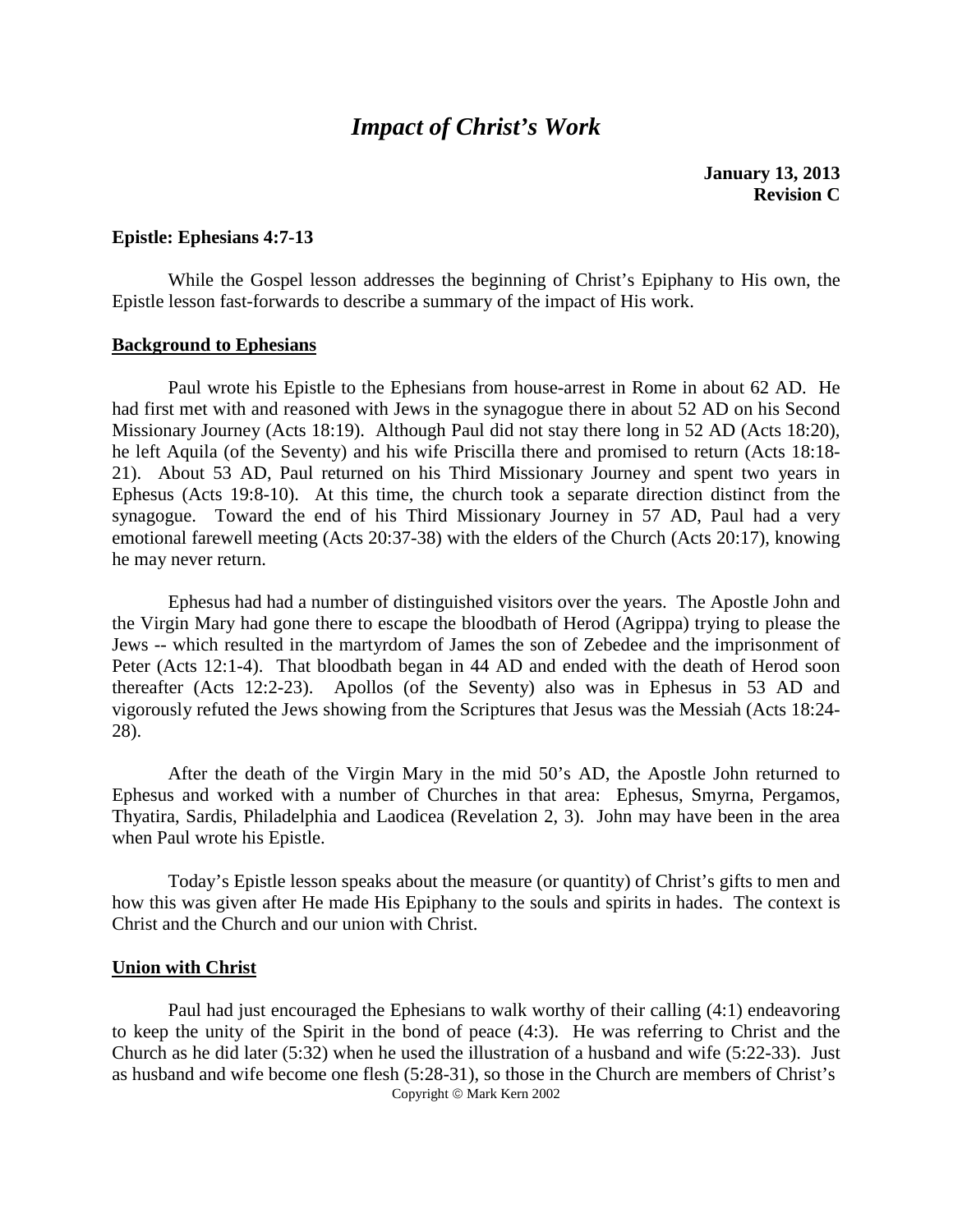# *Impact of Christ's Work*

**January 13, 2013**
**Revision C**

**Epistle: Ephesians 4:7-13**

While the Gospel lesson addresses the beginning of Christ's Epiphany to His own, the Epistle lesson fast-forwards to describe a summary of the impact of His work.

**Background to Ephesians**

Paul wrote his Epistle to the Ephesians from house-arrest in Rome in about 62 AD. He had first met with and reasoned with Jews in the synagogue there in about 52 AD on his Second Missionary Journey (Acts 18:19). Although Paul did not stay there long in 52 AD (Acts 18:20), he left Aquila (of the Seventy) and his wife Priscilla there and promised to return (Acts 18:18-21). About 53 AD, Paul returned on his Third Missionary Journey and spent two years in Ephesus (Acts 19:8-10). At this time, the church took a separate direction distinct from the synagogue. Toward the end of his Third Missionary Journey in 57 AD, Paul had a very emotional farewell meeting (Acts 20:37-38) with the elders of the Church (Acts 20:17), knowing he may never return.

Ephesus had had a number of distinguished visitors over the years. The Apostle John and the Virgin Mary had gone there to escape the bloodbath of Herod (Agrippa) trying to please the Jews -- which resulted in the martyrdom of James the son of Zebedee and the imprisonment of Peter (Acts 12:1-4). That bloodbath began in 44 AD and ended with the death of Herod soon thereafter (Acts 12:2-23). Apollos (of the Seventy) also was in Ephesus in 53 AD and vigorously refuted the Jews showing from the Scriptures that Jesus was the Messiah (Acts 18:24-28).

After the death of the Virgin Mary in the mid 50's AD, the Apostle John returned to Ephesus and worked with a number of Churches in that area: Ephesus, Smyrna, Pergamos, Thyatira, Sardis, Philadelphia and Laodicea (Revelation 2, 3). John may have been in the area when Paul wrote his Epistle.

Today's Epistle lesson speaks about the measure (or quantity) of Christ's gifts to men and how this was given after He made His Epiphany to the souls and spirits in hades. The context is Christ and the Church and our union with Christ.

**Union with Christ**

Paul had just encouraged the Ephesians to walk worthy of their calling (4:1) endeavoring to keep the unity of the Spirit in the bond of peace (4:3). He was referring to Christ and the Church as he did later (5:32) when he used the illustration of a husband and wife (5:22-33). Just as husband and wife become one flesh (5:28-31), so those in the Church are members of Christ's

Copyright © Mark Kern 2002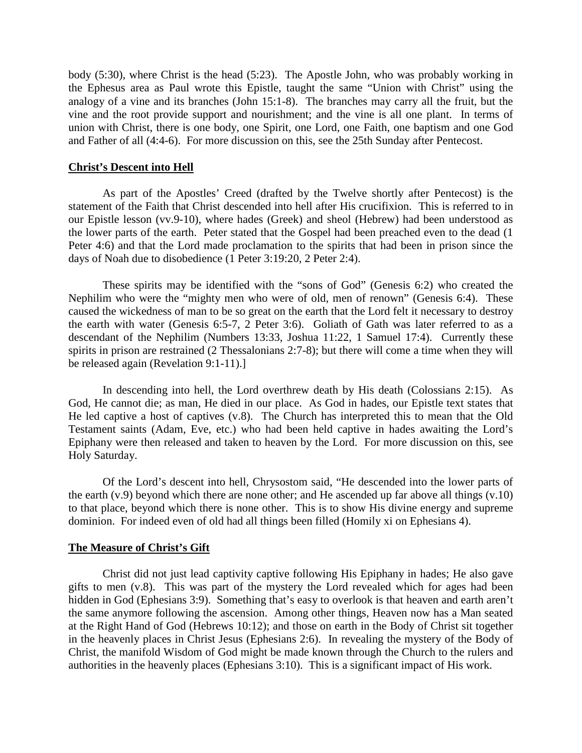body (5:30), where Christ is the head (5:23). The Apostle John, who was probably working in the Ephesus area as Paul wrote this Epistle, taught the same "Union with Christ" using the analogy of a vine and its branches (John 15:1-8). The branches may carry all the fruit, but the vine and the root provide support and nourishment; and the vine is all one plant. In terms of union with Christ, there is one body, one Spirit, one Lord, one Faith, one baptism and one God and Father of all (4:4-6). For more discussion on this, see the 25th Sunday after Pentecost.

## Christ's Descent into Hell

As part of the Apostles' Creed (drafted by the Twelve shortly after Pentecost) is the statement of the Faith that Christ descended into hell after His crucifixion. This is referred to in our Epistle lesson (vv.9-10), where hades (Greek) and sheol (Hebrew) had been understood as the lower parts of the earth. Peter stated that the Gospel had been preached even to the dead (1 Peter 4:6) and that the Lord made proclamation to the spirits that had been in prison since the days of Noah due to disobedience (1 Peter 3:19:20, 2 Peter 2:4).

These spirits may be identified with the "sons of God" (Genesis 6:2) who created the Nephilim who were the "mighty men who were of old, men of renown" (Genesis 6:4). These caused the wickedness of man to be so great on the earth that the Lord felt it necessary to destroy the earth with water (Genesis 6:5-7, 2 Peter 3:6). Goliath of Gath was later referred to as a descendant of the Nephilim (Numbers 13:33, Joshua 11:22, 1 Samuel 17:4). Currently these spirits in prison are restrained (2 Thessalonians 2:7-8); but there will come a time when they will be released again (Revelation 9:1-11).]

In descending into hell, the Lord overthrew death by His death (Colossians 2:15). As God, He cannot die; as man, He died in our place. As God in hades, our Epistle text states that He led captive a host of captives (v.8). The Church has interpreted this to mean that the Old Testament saints (Adam, Eve, etc.) who had been held captive in hades awaiting the Lord's Epiphany were then released and taken to heaven by the Lord. For more discussion on this, see Holy Saturday.

Of the Lord's descent into hell, Chrysostom said, "He descended into the lower parts of the earth (v.9) beyond which there are none other; and He ascended up far above all things (v.10) to that place, beyond which there is none other. This is to show His divine energy and supreme dominion. For indeed even of old had all things been filled (Homily xi on Ephesians 4).

## The Measure of Christ's Gift

Christ did not just lead captivity captive following His Epiphany in hades; He also gave gifts to men (v.8). This was part of the mystery the Lord revealed which for ages had been hidden in God (Ephesians 3:9). Something that's easy to overlook is that heaven and earth aren't the same anymore following the ascension. Among other things, Heaven now has a Man seated at the Right Hand of God (Hebrews 10:12); and those on earth in the Body of Christ sit together in the heavenly places in Christ Jesus (Ephesians 2:6). In revealing the mystery of the Body of Christ, the manifold Wisdom of God might be made known through the Church to the rulers and authorities in the heavenly places (Ephesians 3:10). This is a significant impact of His work.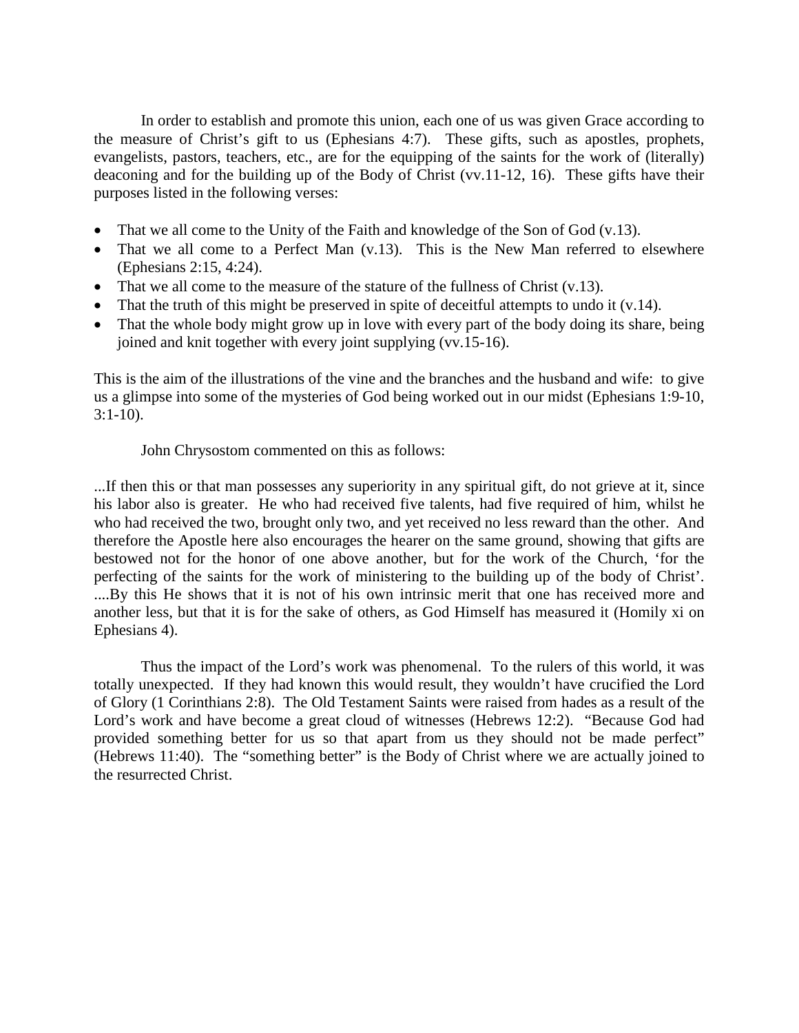In order to establish and promote this union, each one of us was given Grace according to the measure of Christ's gift to us (Ephesians 4:7). These gifts, such as apostles, prophets, evangelists, pastors, teachers, etc., are for the equipping of the saints for the work of (literally) deaconing and for the building up of the Body of Christ (vv.11-12, 16). These gifts have their purposes listed in the following verses:

- That we all come to the Unity of the Faith and knowledge of the Son of God (v.13).
- That we all come to a Perfect Man (v.13). This is the New Man referred to elsewhere (Ephesians 2:15, 4:24).
- That we all come to the measure of the stature of the fullness of Christ (v.13).
- That the truth of this might be preserved in spite of deceitful attempts to undo it (v.14).
- That the whole body might grow up in love with every part of the body doing its share, being joined and knit together with every joint supplying (vv.15-16).

This is the aim of the illustrations of the vine and the branches and the husband and wife: to give us a glimpse into some of the mysteries of God being worked out in our midst (Ephesians 1:9-10, 3:1-10).

John Chrysostom commented on this as follows:

...If then this or that man possesses any superiority in any spiritual gift, do not grieve at it, since his labor also is greater. He who had received five talents, had five required of him, whilst he who had received the two, brought only two, and yet received no less reward than the other. And therefore the Apostle here also encourages the hearer on the same ground, showing that gifts are bestowed not for the honor of one above another, but for the work of the Church, 'for the perfecting of the saints for the work of ministering to the building up of the body of Christ'. ....By this He shows that it is not of his own intrinsic merit that one has received more and another less, but that it is for the sake of others, as God Himself has measured it (Homily xi on Ephesians 4).

Thus the impact of the Lord's work was phenomenal. To the rulers of this world, it was totally unexpected. If they had known this would result, they wouldn't have crucified the Lord of Glory (1 Corinthians 2:8). The Old Testament Saints were raised from hades as a result of the Lord's work and have become a great cloud of witnesses (Hebrews 12:2). "Because God had provided something better for us so that apart from us they should not be made perfect" (Hebrews 11:40). The "something better" is the Body of Christ where we are actually joined to the resurrected Christ.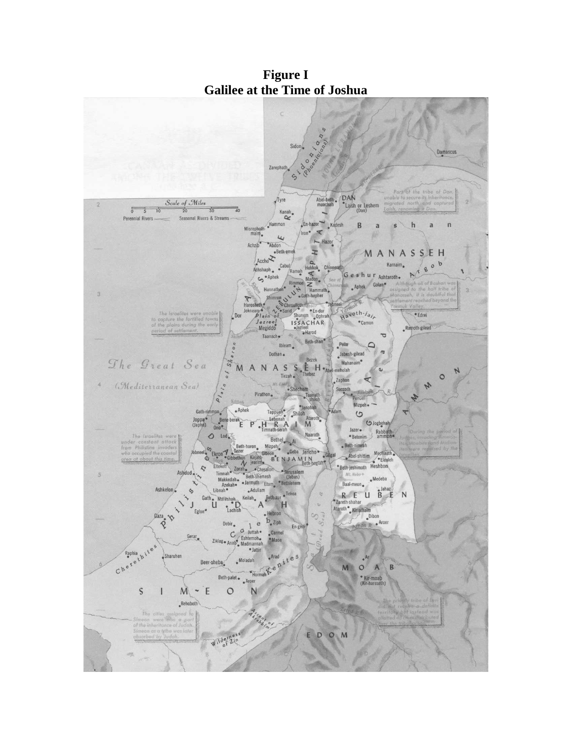**Figure I**
**Galilee at the Time of Joshua**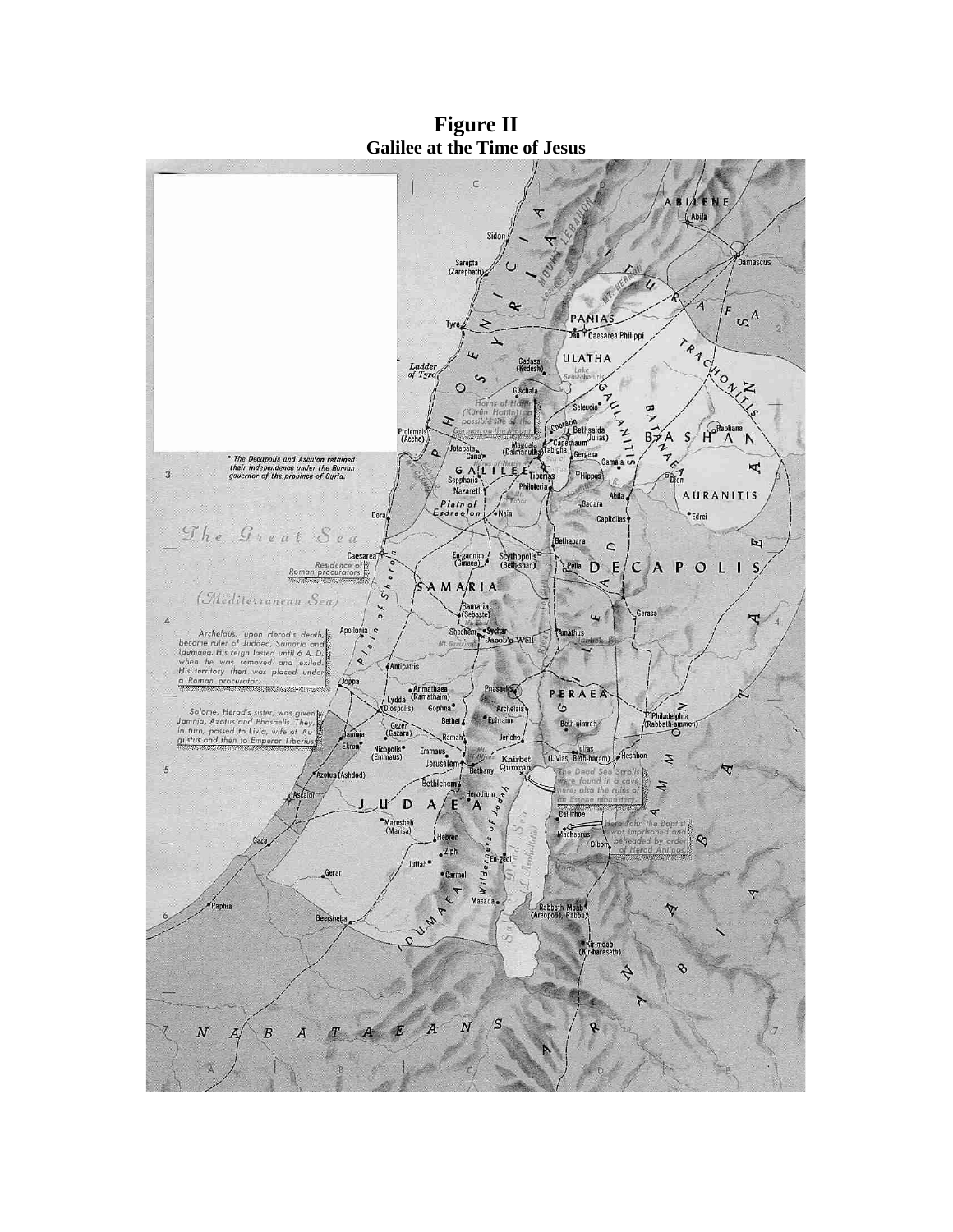**Figure II**
**Galilee at the Time of Jesus**